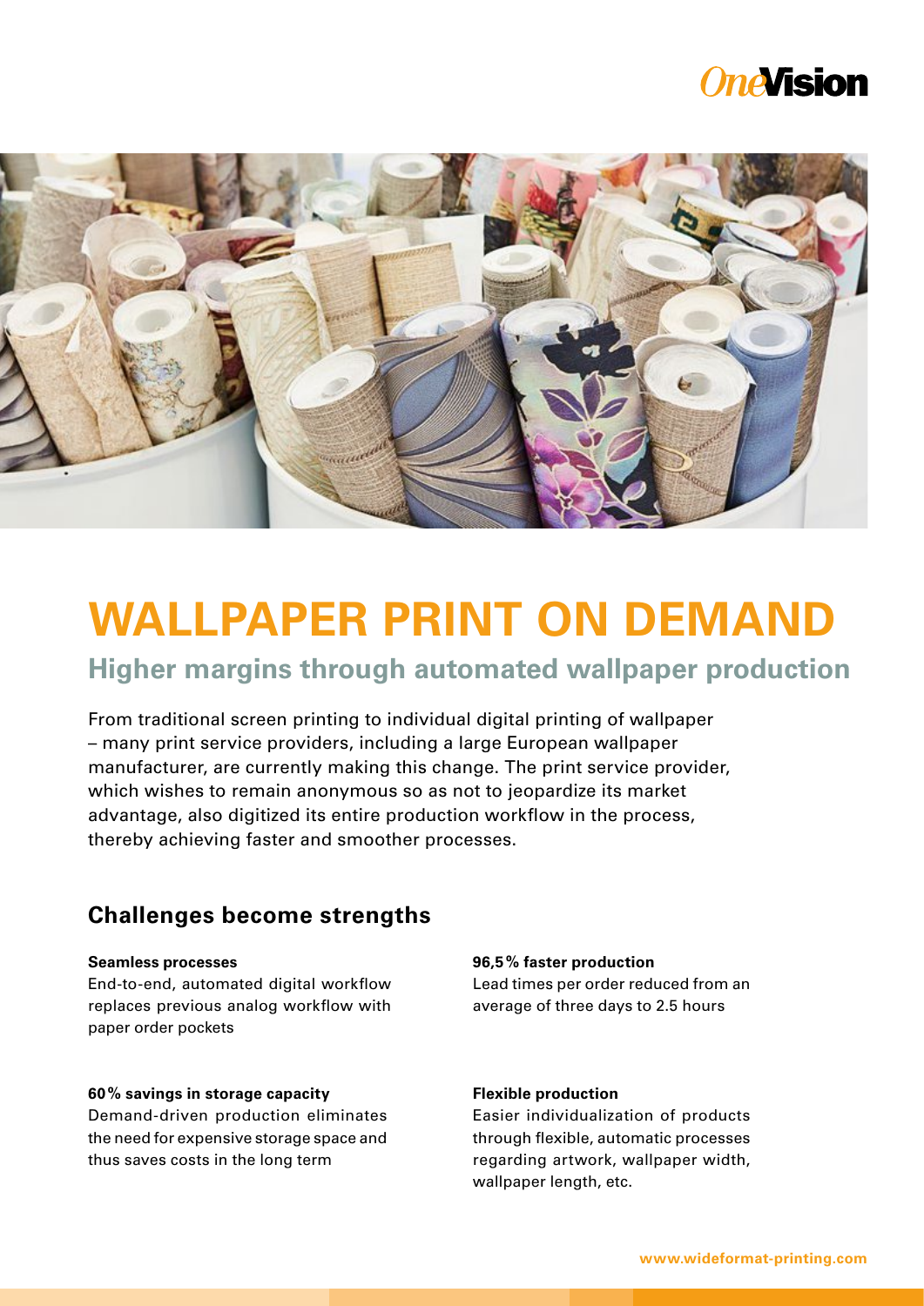# WALLPAPER PRINT ON DEMAND

## Higher margins through automated wallpaper production

From traditional screen printing to individual digital printing of wallpaper – many print service providers, including a large European wallpaper manufacturer, are currently making this change. The print service provider, which wishes to remain anonymous so as not to jeopardize its market advantage, also digitized its entire production workflow in the process, thereby achieving faster and smoother processes.

## Challenges become strengths

**Seamless processes**
End-to-end, automated digital workflow replaces previous analog workflow with paper order pockets

**96,5 % faster production**
Lead times per order reduced from an average of three days to 2.5 hours

**60 % savings in storage capacity**
Demand-driven production eliminates the need for expensive storage space and thus saves costs in the long term

**Flexible production**
Easier individualization of products through flexible, automatic processes regarding artwork, wallpaper width, wallpaper length, etc.

www.wideformat-printing.com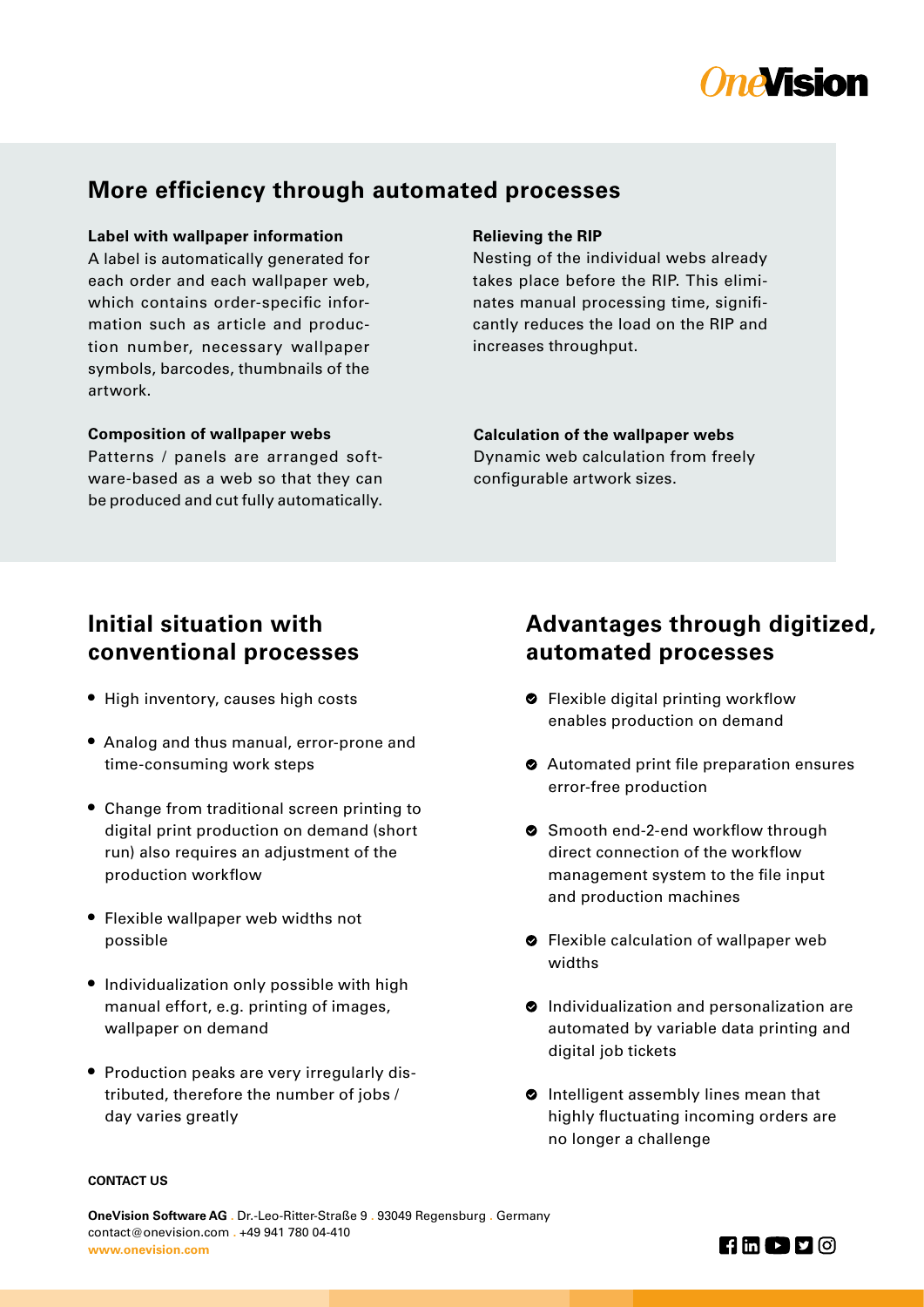## More efficiency through automated processes

**Label with wallpaper information**
A label is automatically generated for each order and each wallpaper web, which contains order-specific information such as article and production number, necessary wallpaper symbols, barcodes, thumbnails of the artwork.

**Composition of wallpaper webs**
Patterns / panels are arranged software-based as a web so that they can be produced and cut fully automatically.

**Relieving the RIP**
Nesting of the individual webs already takes place before the RIP. This eliminates manual processing time, significantly reduces the load on the RIP and increases throughput.

**Calculation of the wallpaper webs**
Dynamic web calculation from freely configurable artwork sizes.

## Initial situation with conventional processes

- High inventory, causes high costs
- Analog and thus manual, error-prone and time-consuming work steps
- Change from traditional screen printing to digital print production on demand (short run) also requires an adjustment of the production workflow
- Flexible wallpaper web widths not possible
- Individualization only possible with high manual effort, e.g. printing of images, wallpaper on demand
- Production peaks are very irregularly distributed, therefore the number of jobs / day varies greatly

## Advantages through digitized, automated processes

- Flexible digital printing workflow enables production on demand
- Automated print file preparation ensures error-free production
- Smooth end-2-end workflow through direct connection of the workflow management system to the file input and production machines
- Flexible calculation of wallpaper web widths
- Individualization and personalization are automated by variable data printing and digital job tickets
- Intelligent assembly lines mean that highly fluctuating incoming orders are no longer a challenge

**CONTACT US**

**OneVision Software AG** . Dr.-Leo-Ritter-Straße 9 . 93049 Regensburg . Germany
contact@onevision.com . +49 941 780 04-410
**www.onevision.com**